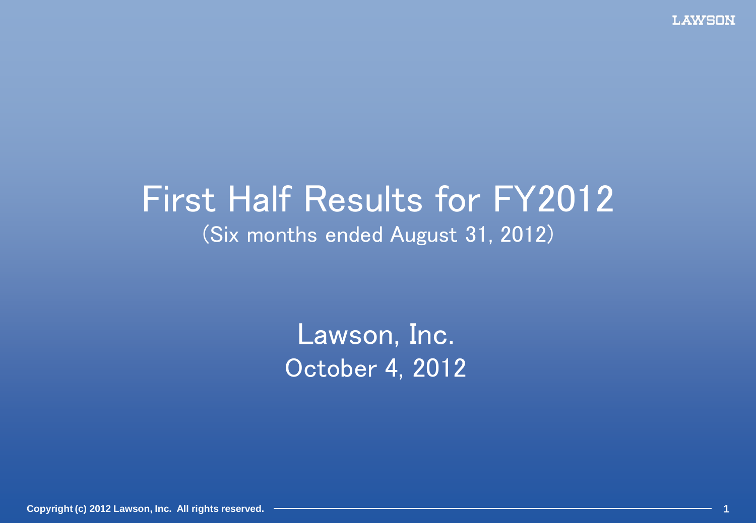# First Half Results for FY2012

(Six months ended August 31, 2012)

Lawson, Inc.

October 4, 2012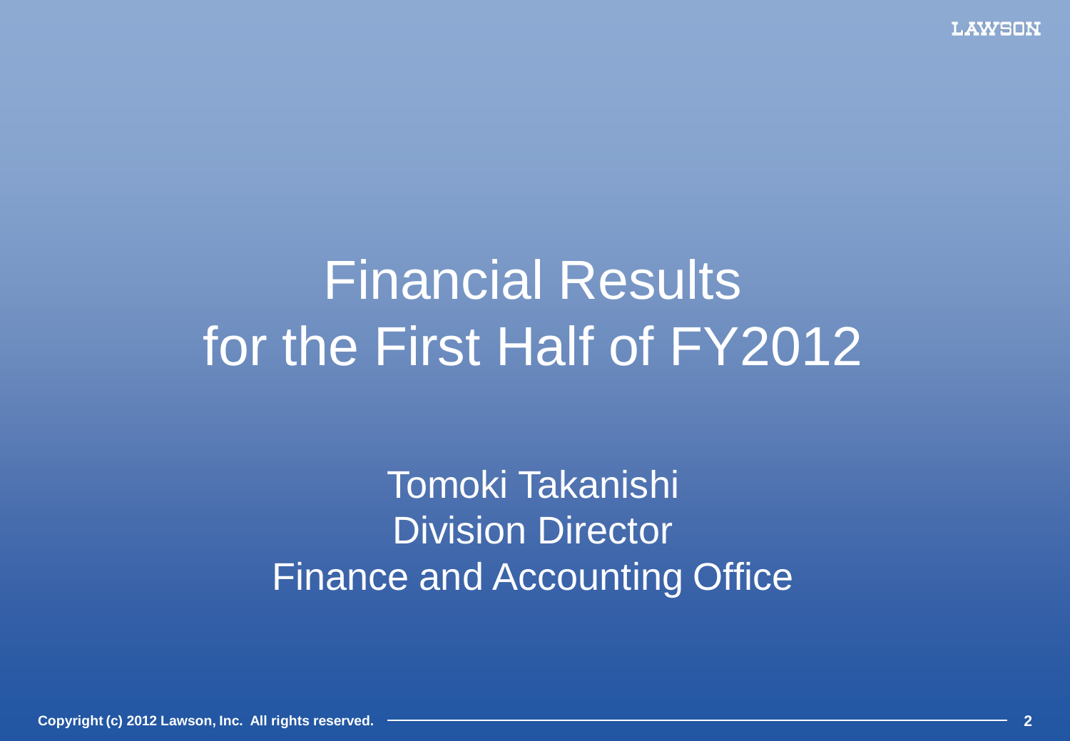# Financial Results for the First Half of FY2012

Tomoki Takanishi
Division Director
Finance and Accounting Office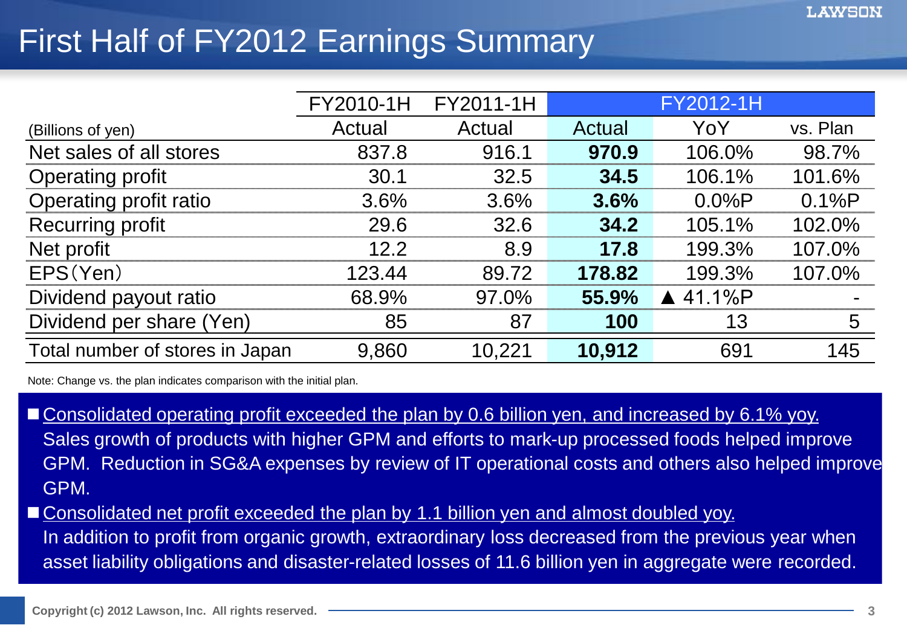# First Half of FY2012 Earnings Summary

| (Billions of yen) | FY2010-1H | FY2011-1H | FY2012-1H | | |
|---|---|---|---|---|---|
| | Actual | Actual | Actual | YoY | vs. Plan |
| Net sales of all stores | 837.8 | 916.1 | **970.9** | 106.0% | 98.7% |
| Operating profit | 30.1 | 32.5 | **34.5** | 106.1% | 101.6% |
| Operating profit ratio | 3.6% | 3.6% | **3.6%** | 0.0%P | 0.1%P |
| Recurring profit | 29.6 | 32.6 | **34.2** | 105.1% | 102.0% |
| Net profit | 12.2 | 8.9 | **17.8** | 199.3% | 107.0% |
| EPS(Yen) | 123.44 | 89.72 | **178.82** | 199.3% | 107.0% |
| Dividend payout ratio | 68.9% | 97.0% | **55.9%** | ▲ 41.1%P | - |
| Dividend per share (Yen) | 85 | 87 | **100** | 13 | 5 |
| Total number of stores in Japan | 9,860 | 10,221 | **10,912** | 691 | 145 |

Note: Change vs. the plan indicates comparison with the initial plan.

- Consolidated operating profit exceeded the plan by 0.6 billion yen, and increased by 6.1% yoy.
  Sales growth of products with higher GPM and efforts to mark-up processed foods helped improve GPM. Reduction in SG&A expenses by review of IT operational costs and others also helped improve GPM.
- Consolidated net profit exceeded the plan by 1.1 billion yen and almost doubled yoy.
  In addition to profit from organic growth, extraordinary loss decreased from the previous year when asset liability obligations and disaster-related losses of 11.6 billion yen in aggregate were recorded.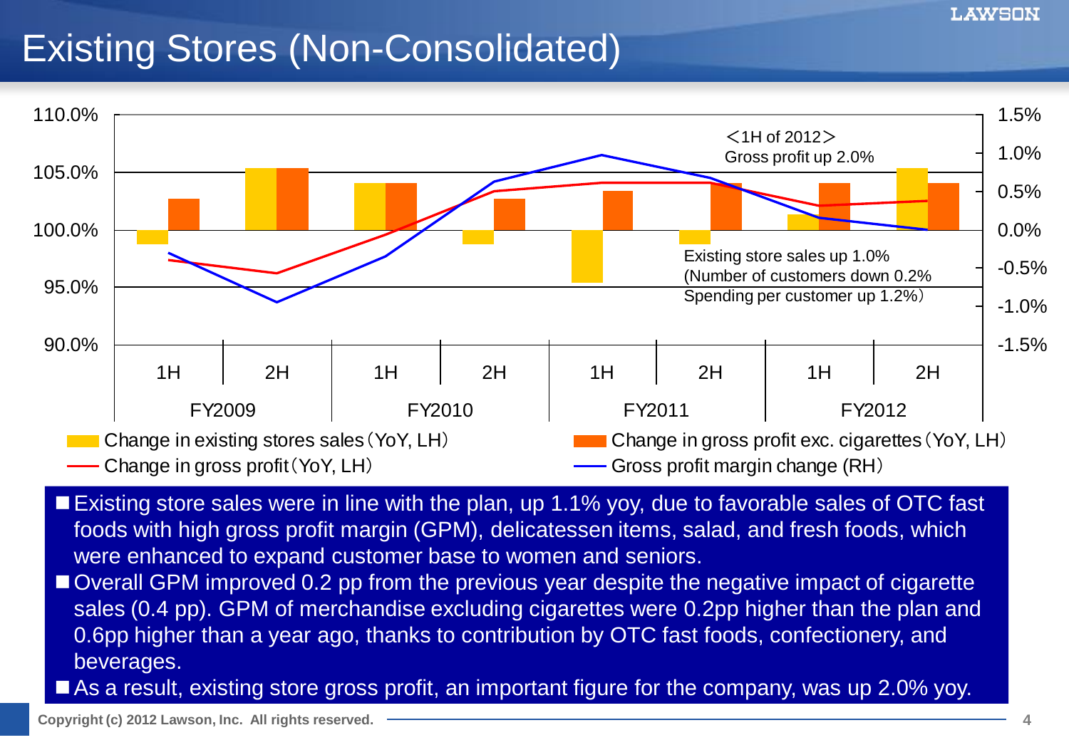# Existing Stores (Non-Consolidated)

<1H of 2012>
Gross profit up 2.0%

Existing store sales up 1.0%
(Number of customers down 0.2%
Spending per customer up 1.2%)

Change in existing stores sales (YoY, LH)
Change in gross profit exc. cigarettes (YoY, LH)
Change in gross profit (YoY, LH)
Gross profit margin change (RH)

- Existing store sales were in line with the plan, up 1.1% yoy, due to favorable sales of OTC fast foods with high gross profit margin (GPM), delicatessen items, salad, and fresh foods, which were enhanced to expand customer base to women and seniors.
- Overall GPM improved 0.2 pp from the previous year despite the negative impact of cigarette sales (0.4 pp). GPM of merchandise excluding cigarettes were 0.2pp higher than the plan and 0.6pp higher than a year ago, thanks to contribution by OTC fast foods, confectionery, and beverages.
- As a result, existing store gross profit, an important figure for the company, was up 2.0% yoy.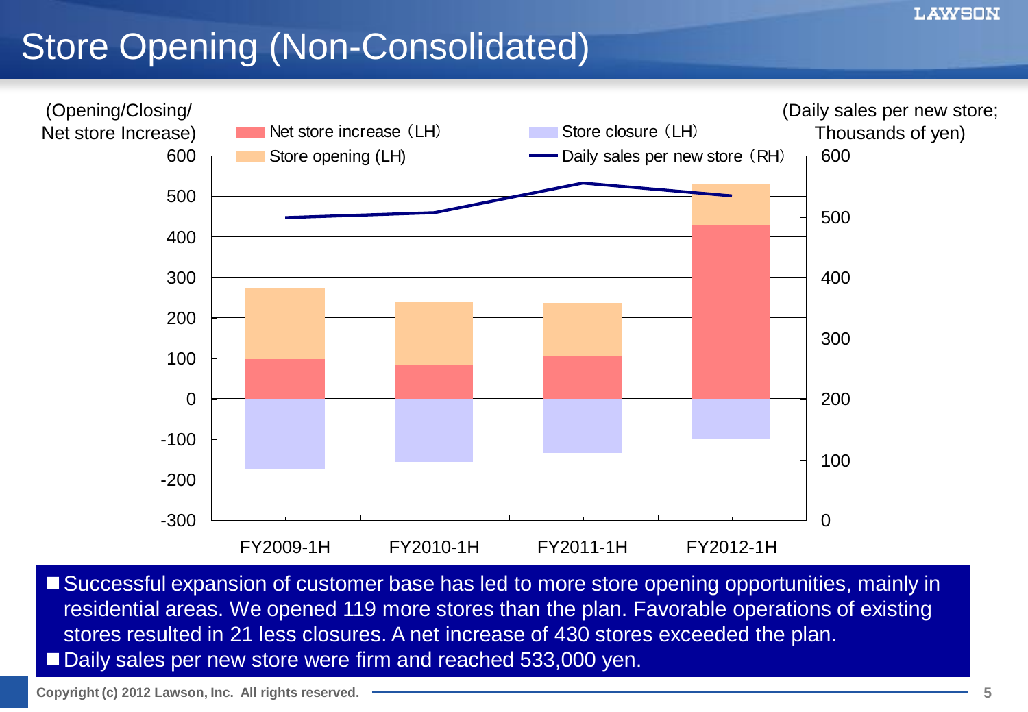# Store Opening (Non-Consolidated)

(Opening/Closing/ Net store Increase)

(Daily sales per new store; Thousands of yen)

- Net store increase（LH）
- Store opening (LH)
- Store closure（LH）
- Daily sales per new store（RH）

FY2009-1H　FY2010-1H　FY2011-1H　FY2012-1H

- Successful expansion of customer base has led to more store opening opportunities, mainly in residential areas. We opened 119 more stores than the plan. Favorable operations of existing stores resulted in 21 less closures. A net increase of 430 stores exceeded the plan.
- Daily sales per new store were firm and reached 533,000 yen.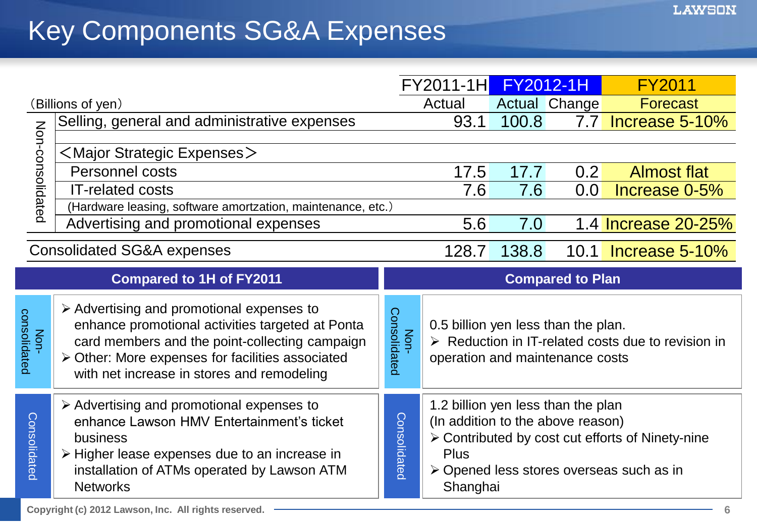# Key Components SG&A Expenses

| (Billions of yen) | | FY2011-1H Actual | FY2012-1H Actual | FY2012-1H Change | FY2011 Forecast |
|---|---|---|---|---|---|
| Non-consolidated | Selling, general and administrative expenses | 93.1 | 100.8 | 7.7 | Increase 5-10% |
| | <Major Strategic Expenses> | | | | |
| | Personnel costs | 17.5 | 17.7 | 0.2 | Almost flat |
| | IT-related costs (Hardware leasing, software amortzation, maintenance, etc.) | 7.6 | 7.6 | 0.0 | Increase 0-5% |
| | Advertising and promotional expenses | 5.6 | 7.0 | 1.4 | Increase 20-25% |
| Consolidated SG&A expenses | | 128.7 | 138.8 | 10.1 | Increase 5-10% |

## Compared to 1H of FY2011

**Non-consolidated**

- Advertising and promotional expenses to enhance promotional activities targeted at Ponta card members and the point-collecting campaign
- Other: More expenses for facilities associated with net increase in stores and remodeling

**Consolidated**

- Advertising and promotional expenses to enhance Lawson HMV Entertainment's ticket business
- Higher lease expenses due to an increase in installation of ATMs operated by Lawson ATM Networks

## Compared to Plan

**Non-Consolidated**

0.5 billion yen less than the plan.

- Reduction in IT-related costs due to revision in operation and maintenance costs

**Consolidated**

1.2 billion yen less than the plan
(In addition to the above reason)

- Contributed by cost cut efforts of Ninety-nine Plus
- Opened less stores overseas such as in Shanghai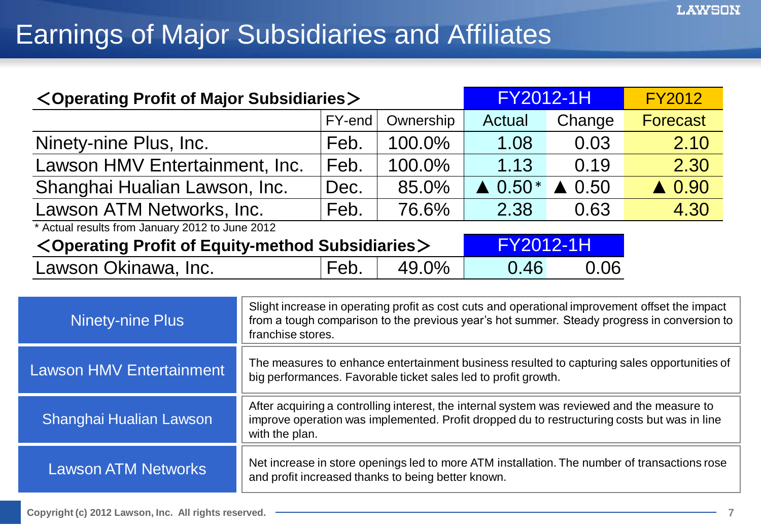# Earnings of Major Subsidiaries and Affiliates

| <Operating Profit of Major Subsidiaries> | | | FY2012-1H | | FY2012 |
|---|---|---|---|---|---|
| | FY-end | Ownership | Actual | Change | Forecast |
| Ninety-nine Plus, Inc. | Feb. | 100.0% | 1.08 | 0.03 | 2.10 |
| Lawson HMV Entertainment, Inc. | Feb. | 100.0% | 1.13 | 0.19 | 2.30 |
| Shanghai Hualian Lawson, Inc. | Dec. | 85.0% | ▲ 0.50* | ▲ 0.50 | ▲ 0.90 |
| Lawson ATM Networks, Inc. | Feb. | 76.6% | 2.38 | 0.63 | 4.30 |

* Actual results from January 2012 to June 2012

| <Operating Profit of Equity-method Subsidiaries> | | | FY2012-1H | |
|---|---|---|---|---|
| Lawson Okinawa, Inc. | Feb. | 49.0% | 0.46 | 0.06 |

| | |
|---|---|
| Ninety-nine Plus | Slight increase in operating profit as cost cuts and operational improvement offset the impact from a tough comparison to the previous year's hot summer. Steady progress in conversion to franchise stores. |
| Lawson HMV Entertainment | The measures to enhance entertainment business resulted to capturing sales opportunities of big performances. Favorable ticket sales led to profit growth. |
| Shanghai Hualian Lawson | After acquiring a controlling interest, the internal system was reviewed and the measure to improve operation was implemented. Profit dropped du to restructuring costs but was in line with the plan. |
| Lawson ATM Networks | Net increase in store openings led to more ATM installation. The number of transactions rose and profit increased thanks to being better known. |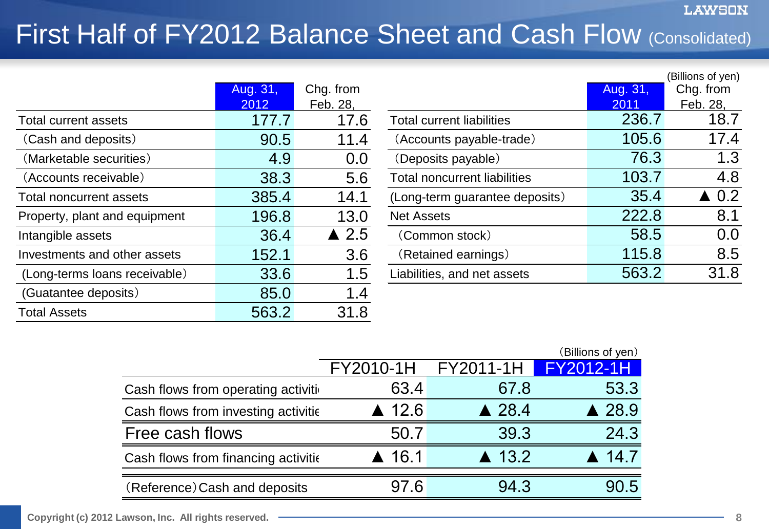# First Half of FY2012 Balance Sheet and Cash Flow (Consolidated)

(Billions of yen)

| | Aug. 31, 2012 | Chg. from Feb. 28, |
|---|---|---|
| Total current assets | 177.7 | 17.6 |
| （Cash and deposits） | 90.5 | 11.4 |
| （Marketable securities） | 4.9 | 0.0 |
| （Accounts receivable） | 38.3 | 5.6 |
| Total noncurrent assets | 385.4 | 14.1 |
| Property, plant and equipment | 196.8 | 13.0 |
| Intangible assets | 36.4 | ▲ 2.5 |
| Investments and other assets | 152.1 | 3.6 |
| (Long-terms loans receivable） | 33.6 | 1.5 |
| (Guatantee deposits） | 85.0 | 1.4 |
| Total Assets | 563.2 | 31.8 |

| | Aug. 31, 2011 | Chg. from Feb. 28, |
|---|---|---|
| Total current liabilities | 236.7 | 18.7 |
| （Accounts payable-trade） | 105.6 | 17.4 |
| （Deposits payable） | 76.3 | 1.3 |
| Total noncurrent liabilities | 103.7 | 4.8 |
| (Long-term guarantee deposits） | 35.4 | ▲ 0.2 |
| Net Assets | 222.8 | 8.1 |
| （Common stock） | 58.5 | 0.0 |
| （Retained earnings） | 115.8 | 8.5 |
| Liabilities, and net assets | 563.2 | 31.8 |

（Billions of yen）

| | FY2010-1H | FY2011-1H | FY2012-1H |
|---|---|---|---|
| Cash flows from operating activiti | 63.4 | 67.8 | 53.3 |
| Cash flows from investing activitie | ▲ 12.6 | ▲ 28.4 | ▲ 28.9 |
| Free cash flows | 50.7 | 39.3 | 24.3 |
| Cash flows from financing activitie | ▲ 16.1 | ▲ 13.2 | ▲ 14.7 |
| （Reference）Cash and deposits | 97.6 | 94.3 | 90.5 |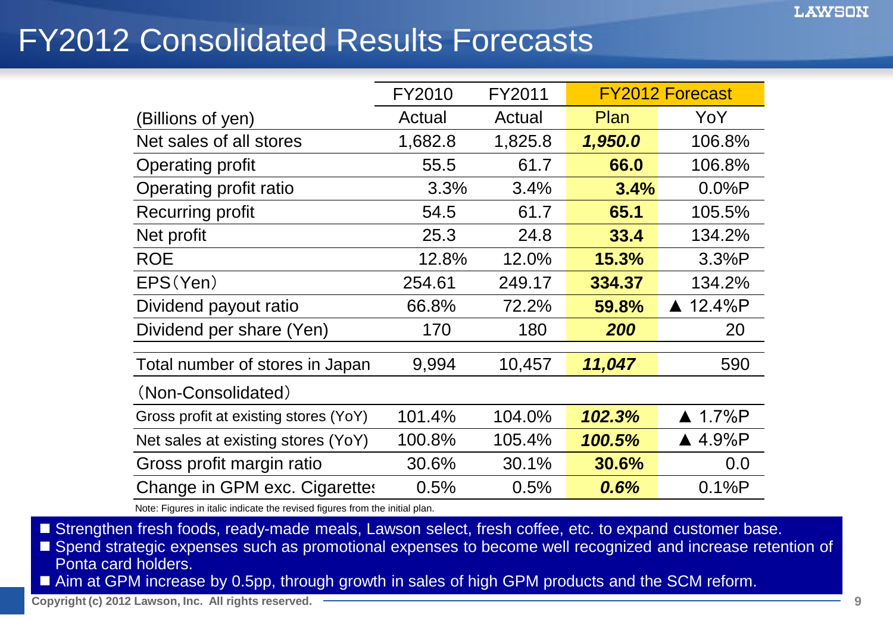# FY2012 Consolidated Results Forecasts

| (Billions of yen) | FY2010 Actual | FY2011 Actual | FY2012 Forecast Plan | FY2012 Forecast YoY |
|---|---|---|---|---|
| Net sales of all stores | 1,682.8 | 1,825.8 | ***1,950.0*** | 106.8% |
| Operating profit | 55.5 | 61.7 | **66.0** | 106.8% |
| Operating profit ratio | 3.3% | 3.4% | **3.4%** | 0.0%P |
| Recurring profit | 54.5 | 61.7 | **65.1** | 105.5% |
| Net profit | 25.3 | 24.8 | **33.4** | 134.2% |
| ROE | 12.8% | 12.0% | **15.3%** | 3.3%P |
| EPS（Yen） | 254.61 | 249.17 | **334.37** | 134.2% |
| Dividend payout ratio | 66.8% | 72.2% | **59.8%** | ▲ 12.4%P |
| Dividend per share (Yen) | 170 | 180 | ***200*** | 20 |
| Total number of stores in Japan | 9,994 | 10,457 | ***11,047*** | 590 |
| （Non-Consolidated） | | | | |
| Gross profit at existing stores (YoY) | 101.4% | 104.0% | ***102.3%*** | ▲ 1.7%P |
| Net sales at existing stores (YoY) | 100.8% | 105.4% | ***100.5%*** | ▲ 4.9%P |
| Gross profit margin ratio | 30.6% | 30.1% | **30.6%** | 0.0 |
| Change in GPM exc. Cigarettes | 0.5% | 0.5% | ***0.6%*** | 0.1%P |

Note: Figures in italic indicate the revised figures from the initial plan.

- Strengthen fresh foods, ready-made meals, Lawson select, fresh coffee, etc. to expand customer base.
- Spend strategic expenses such as promotional expenses to become well recognized and increase retention of Ponta card holders.
- Aim at GPM increase by 0.5pp, through growth in sales of high GPM products and the SCM reform.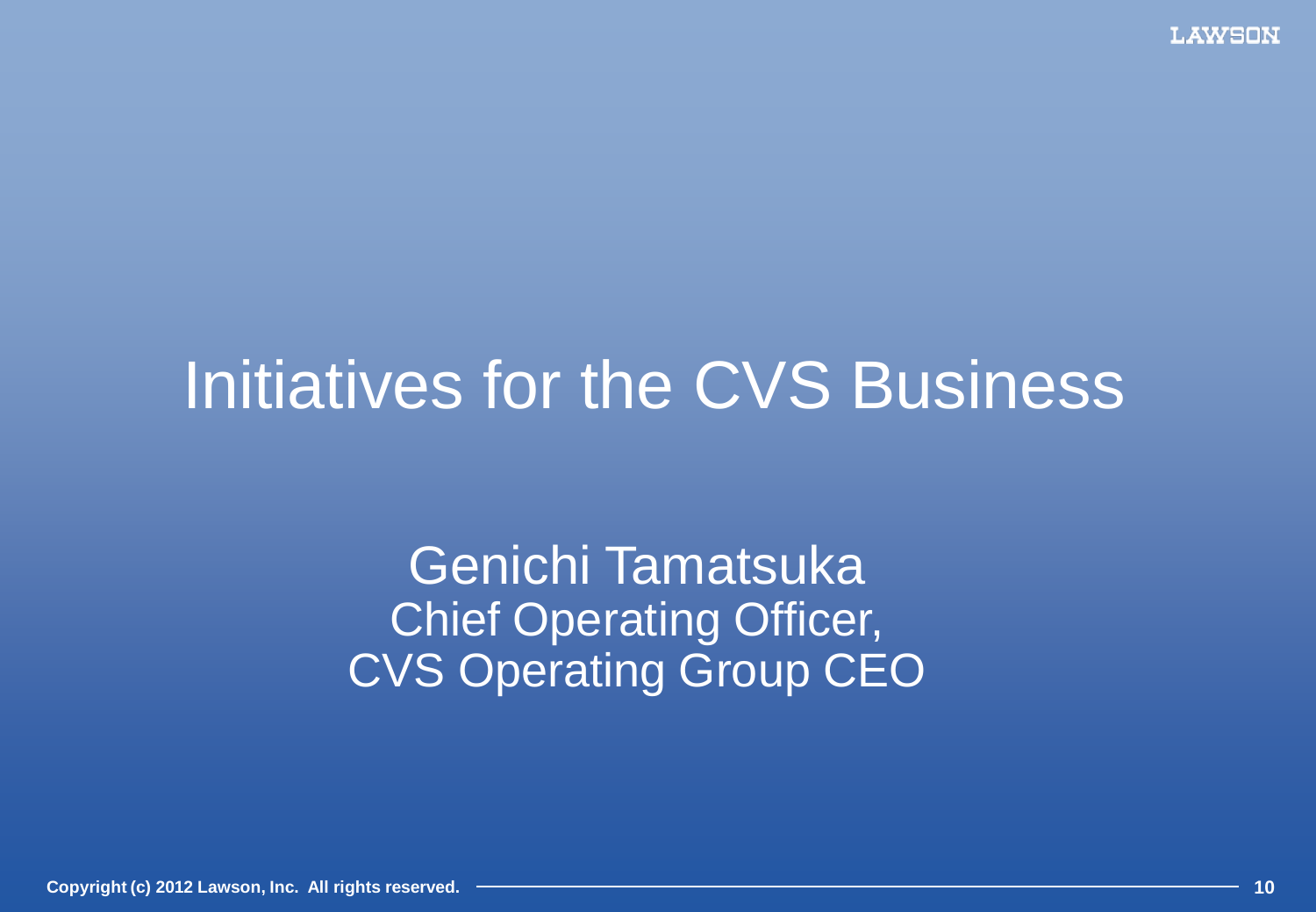# Initiatives for the CVS Business

Genichi Tamatsuka
Chief Operating Officer,
CVS Operating Group CEO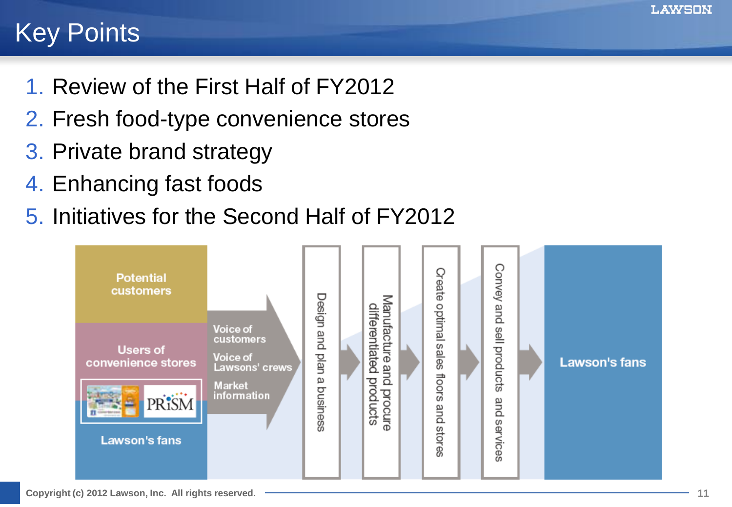# Key Points

1. Review of the First Half of FY2012
2. Fresh food-type convenience stores
3. Private brand strategy
4. Enhancing fast foods
5. Initiatives for the Second Half of FY2012

Potential customers

Users of convenience stores

PRiSM

Lawson's fans

Voice of customers

Voice of Lawsons' crews

Market information

Design and plan a business

Manufacture and procure differentiated products

Create optimal sales floors and stores

Convey and sell products and services

Lawson's fans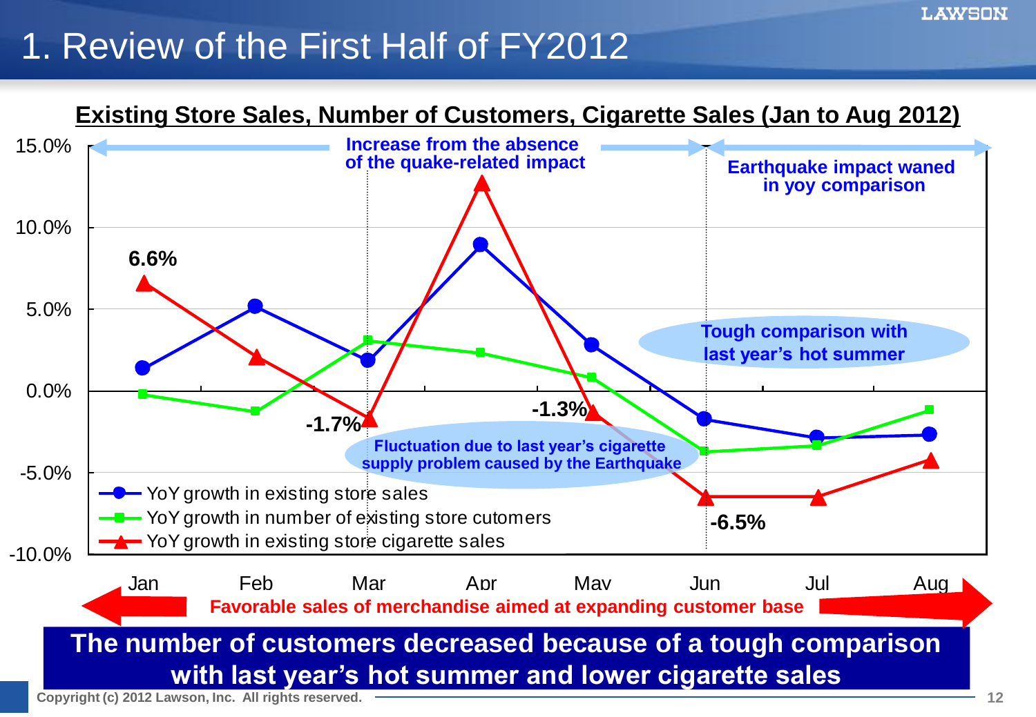# 1. Review of the First Half of FY2012

## Existing Store Sales, Number of Customers, Cigarette Sales (Jan to Aug 2012)

Increase from the absence of the quake-related impact

Earthquake impact waned in yoy comparison

Tough comparison with last year's hot summer

Fluctuation due to last year's cigarette supply problem caused by the Earthquake

6.6%

-1.7%

-1.3%

-6.5%

- YoY growth in existing store sales
- YoY growth in number of existing store cutomers
- YoY growth in existing store cigarette sales

15.0% / 10.0% / 5.0% / 0.0% / -5.0% / -10.0%

Jan Feb Mar Apr May Jun Jul Aug

Favorable sales of merchandise aimed at expanding customer base

**The number of customers decreased because of a tough comparison with last year's hot summer and lower cigarette sales**

Copyright (c) 2012 Lawson, Inc. All rights reserved.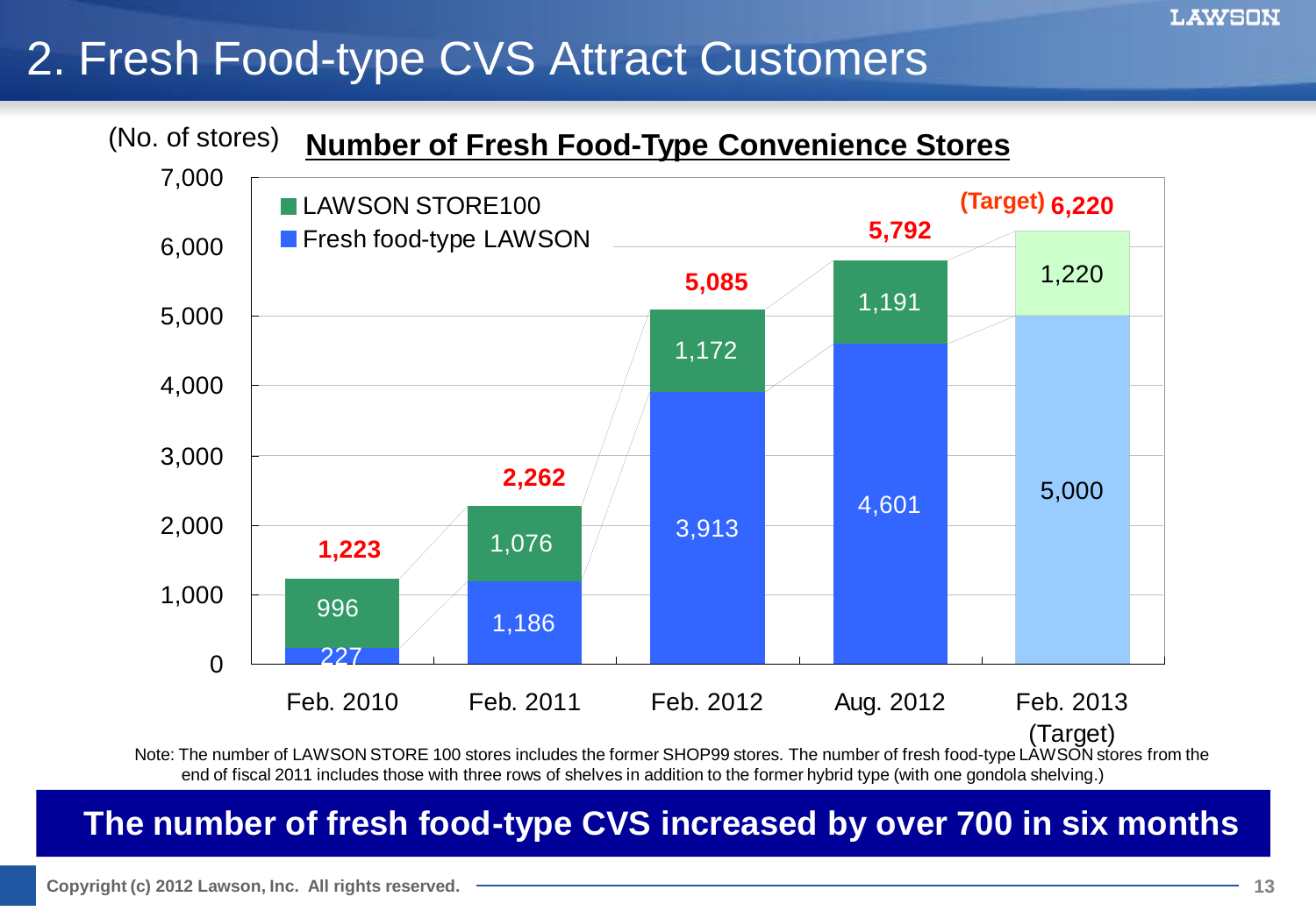# 2. Fresh Food-type CVS Attract Customers

**Number of Fresh Food-Type Convenience Stores**

(No. of stores)

| | Feb. 2010 | Feb. 2011 | Feb. 2012 | Aug. 2012 | Feb. 2013 (Target) |
|---|---|---|---|---|---|
| LAWSON STORE100 | 996 | 1,076 | 1,172 | 1,191 | 1,220 |
| Fresh food-type LAWSON | 227 | 1,186 | 3,913 | 4,601 | 5,000 |
| Total | 1,223 | 2,262 | 5,085 | 5,792 | (Target) 6,220 |

Note: The number of LAWSON STORE 100 stores includes the former SHOP99 stores. The number of fresh food-type LAWSON stores from the end of fiscal 2011 includes those with three rows of shelves in addition to the former hybrid type (with one gondola shelving.)

**The number of fresh food-type CVS increased by over 700 in six months**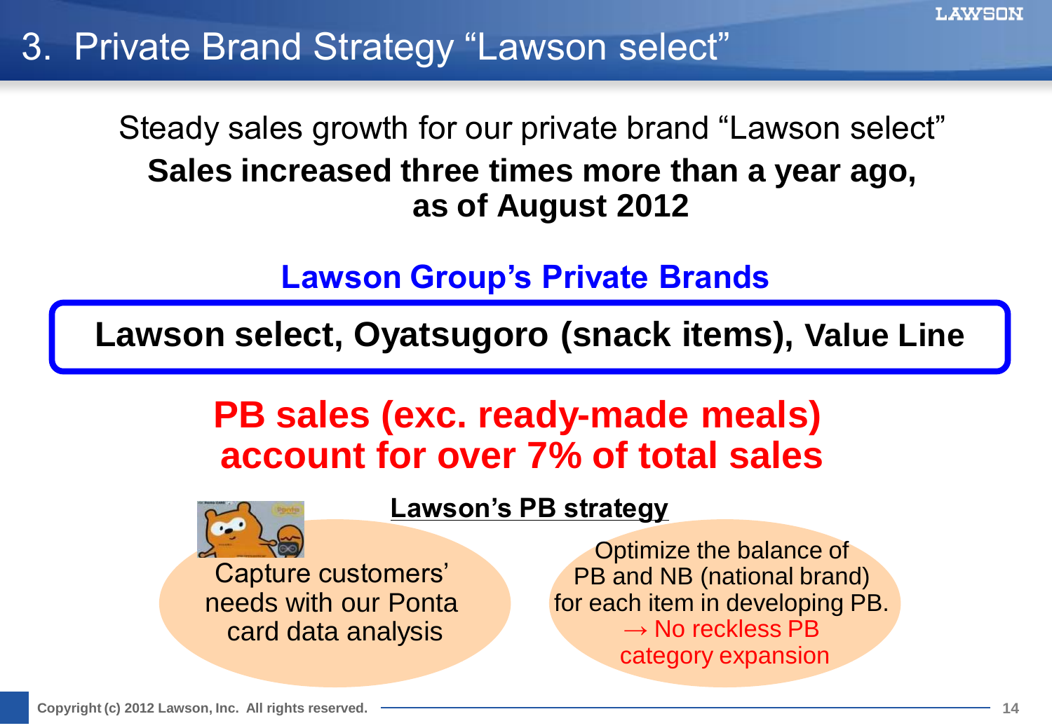# 3. Private Brand Strategy "Lawson select"

Steady sales growth for our private brand "Lawson select"

**Sales increased three times more than a year ago, as of August 2012**

## Lawson Group's Private Brands

**Lawson select, Oyatsugoro (snack items), Value Line**

**PB sales (exc. ready-made meals) account for over 7% of total sales**

### Lawson's PB strategy

- Capture customers' needs with our Ponta card data analysis
- Optimize the balance of PB and NB (national brand) for each item in developing PB.
  → No reckless PB category expansion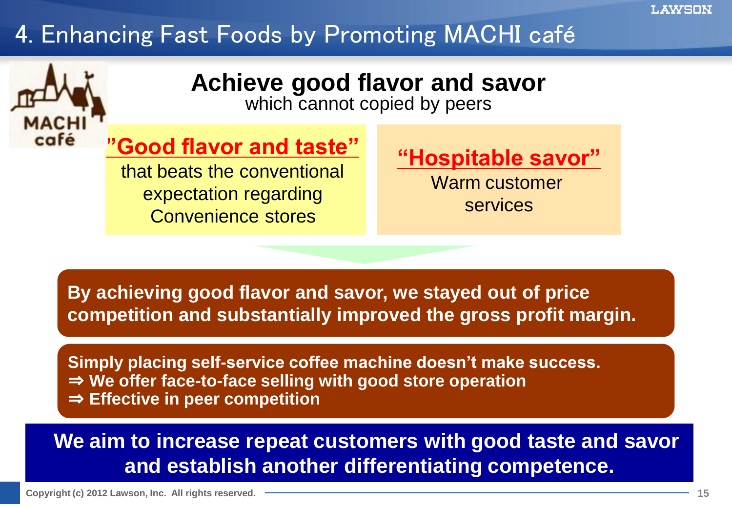# 4. Enhancing Fast Foods by Promoting MACHI café

## Achieve good flavor and savor

which cannot copied by peers

**"Good flavor and taste"**

that beats the conventional expectation regarding Convenience stores

**"Hospitable savor"**

Warm customer services

**By achieving good flavor and savor, we stayed out of price competition and substantially improved the gross profit margin.**

**Simply placing self-service coffee machine doesn't make success.**
**⇒ We offer face-to-face selling with good store operation**
**⇒ Effective in peer competition**

**We aim to increase repeat customers with good taste and savor and establish another differentiating competence.**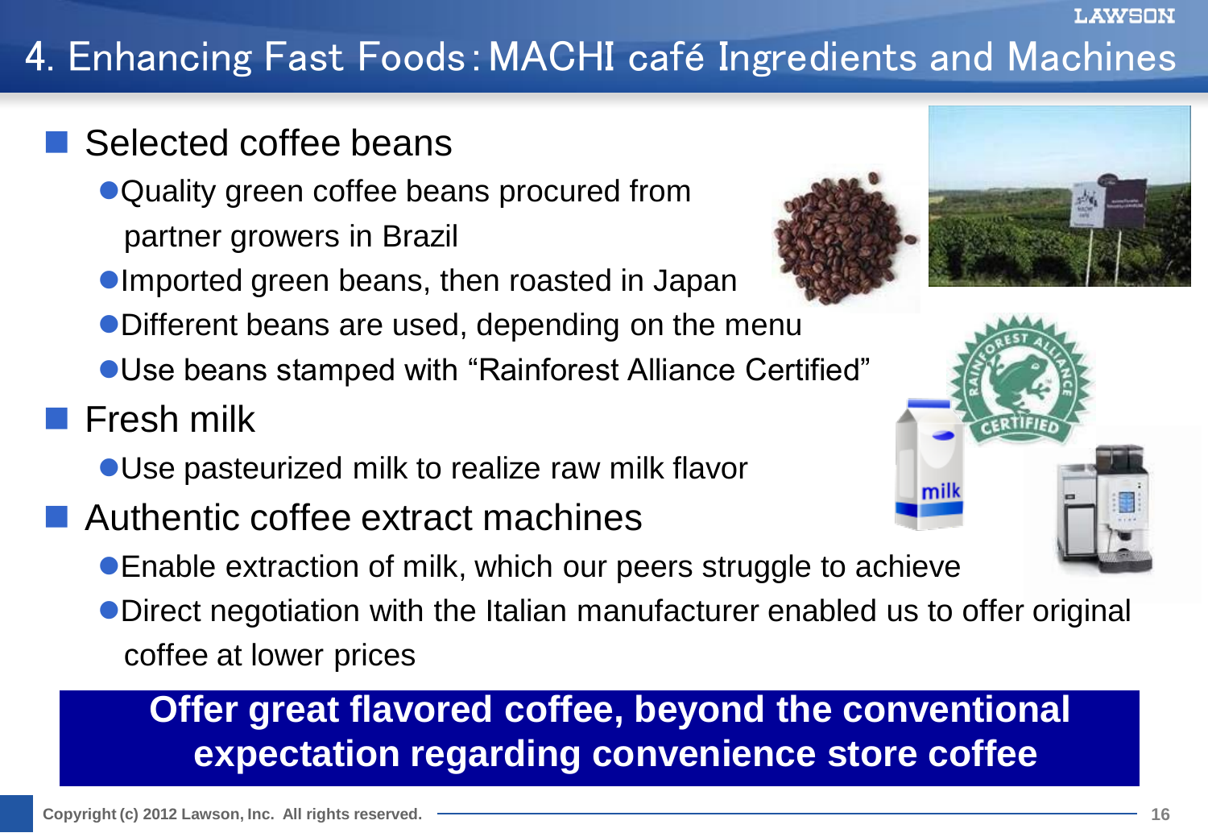# 4. Enhancing Fast Foods：MACHI café Ingredients and Machines

- Selected coffee beans
  - Quality green coffee beans procured from partner growers in Brazil
  - Imported green beans, then roasted in Japan
  - Different beans are used, depending on the menu
  - Use beans stamped with "Rainforest Alliance Certified"
- Fresh milk
  - Use pasteurized milk to realize raw milk flavor
- Authentic coffee extract machines
  - Enable extraction of milk, which our peers struggle to achieve
  - Direct negotiation with the Italian manufacturer enabled us to offer original coffee at lower prices

**Offer great flavored coffee, beyond the conventional expectation regarding convenience store coffee**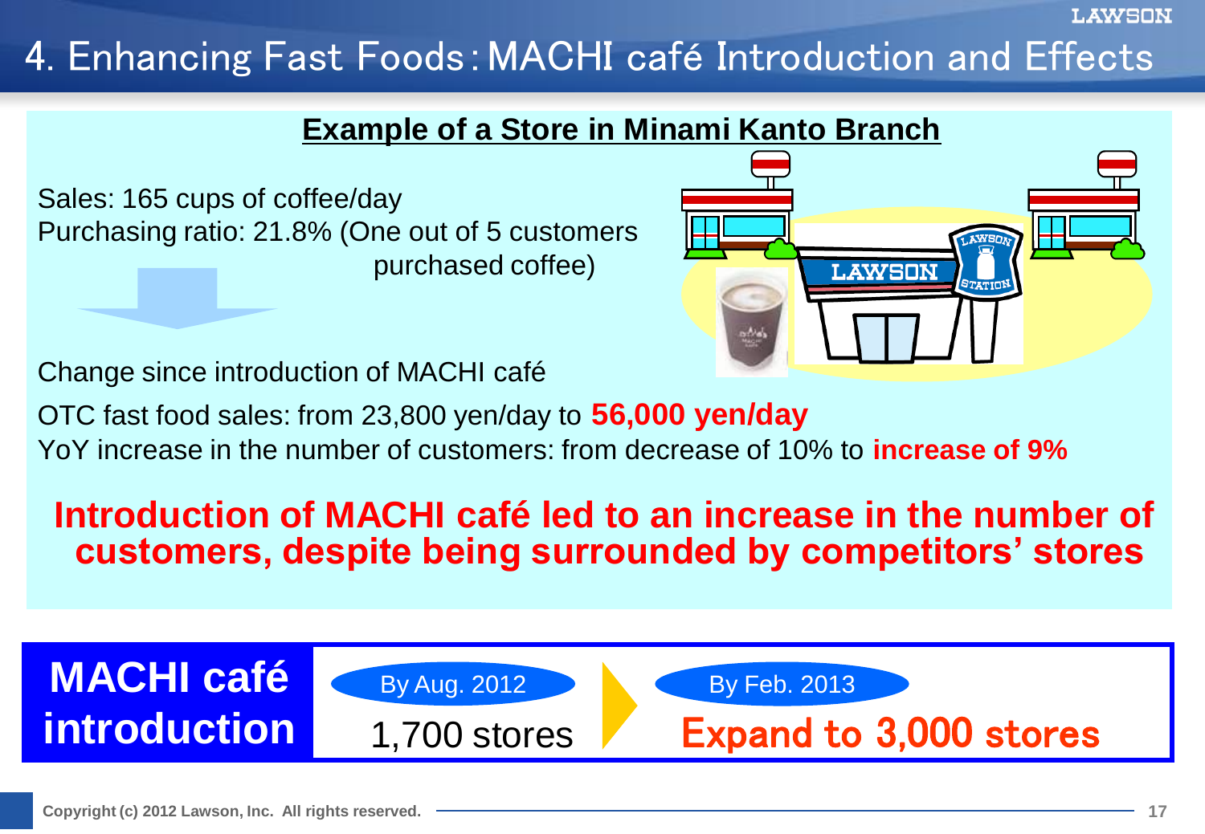# 4. Enhancing Fast Foods：MACHI café Introduction and Effects

## Example of a Store in Minami Kanto Branch

Sales: 165 cups of coffee/day
Purchasing ratio: 21.8% (One out of 5 customers purchased coffee)

Change since introduction of MACHI café

OTC fast food sales: from 23,800 yen/day to **56,000 yen/day**
YoY increase in the number of customers: from decrease of 10% to **increase of 9%**

**Introduction of MACHI café led to an increase in the number of customers, despite being surrounded by competitors' stores**

**MACHI café introduction**

By Aug. 2012: 1,700 stores → By Feb. 2013: **Expand to 3,000 stores**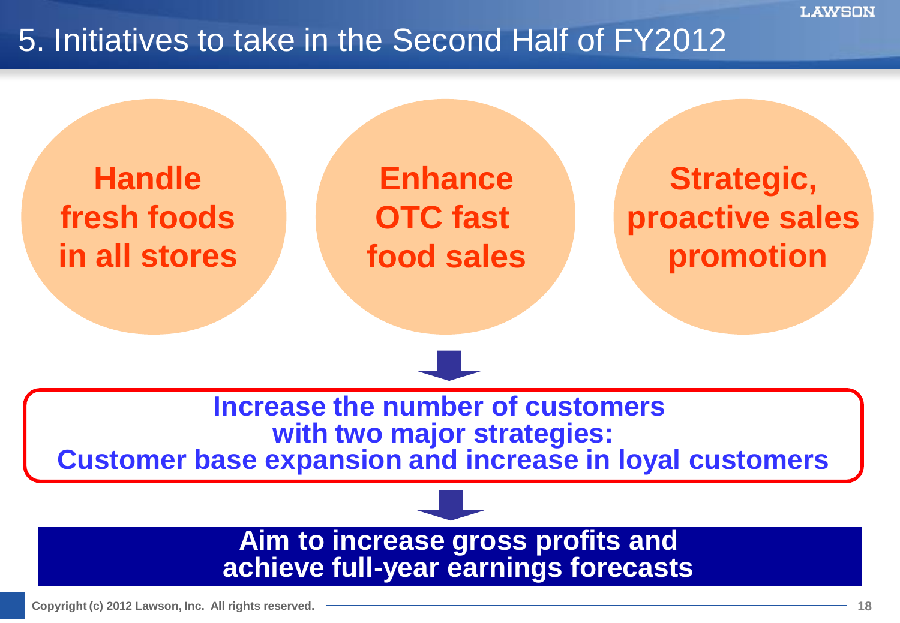# 5. Initiatives to take in the Second Half of FY2012

**Handle fresh foods in all stores**

**Enhance OTC fast food sales**

**Strategic, proactive sales promotion**

**Increase the number of customers with two major strategies: Customer base expansion and increase in loyal customers**

**Aim to increase gross profits and achieve full-year earnings forecasts**

Copyright (c) 2012 Lawson, Inc. All rights reserved.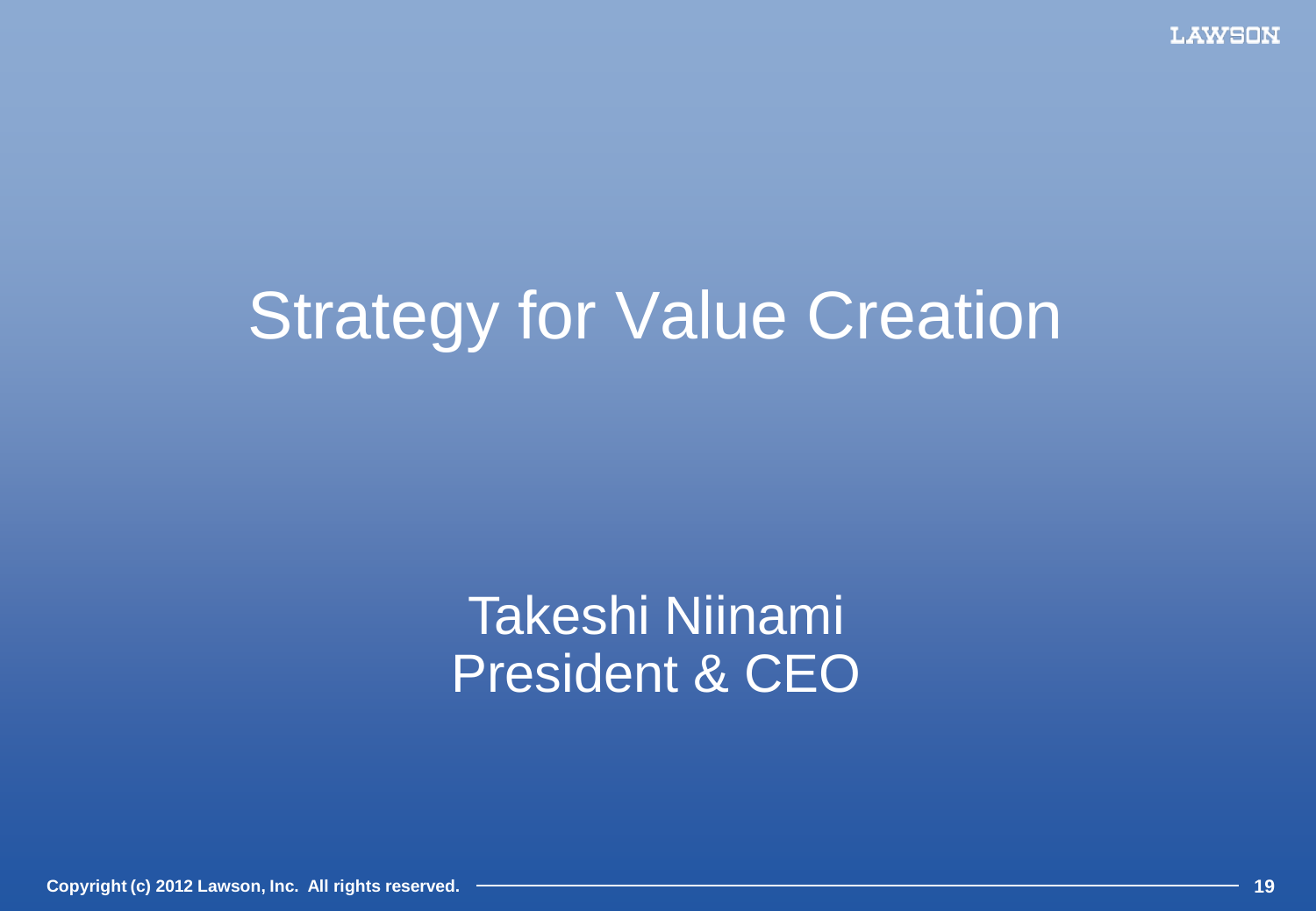# Strategy for Value Creation

Takeshi Niinami
President & CEO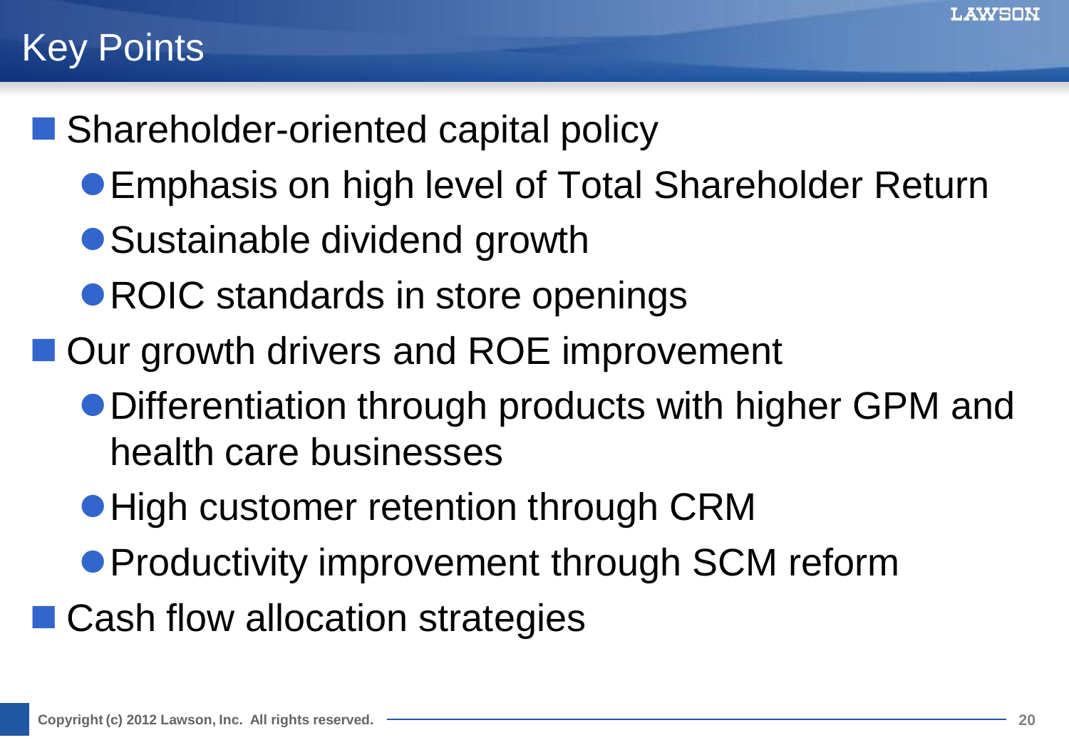# Key Points

- Shareholder-oriented capital policy
  - Emphasis on high level of Total Shareholder Return
  - Sustainable dividend growth
  - ROIC standards in store openings
- Our growth drivers and ROE improvement
  - Differentiation through products with higher GPM and health care businesses
  - High customer retention through CRM
  - Productivity improvement through SCM reform
- Cash flow allocation strategies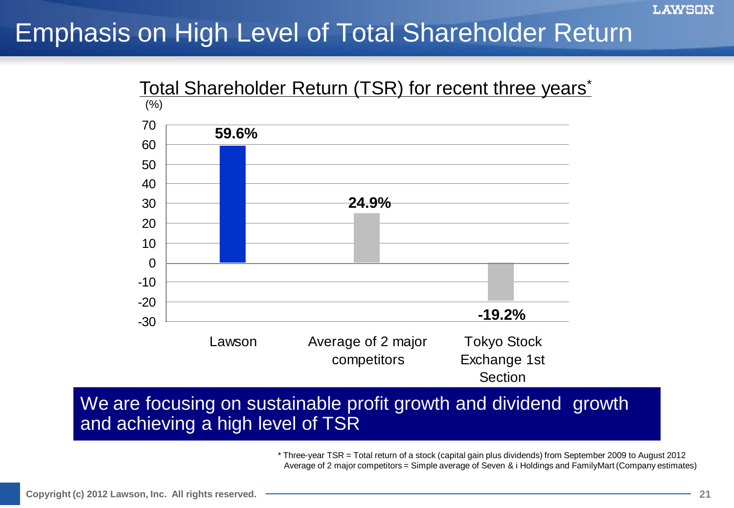# Emphasis on High Level of Total Shareholder Return

## Total Shareholder Return (TSR) for recent three years*

(%)

| | Lawson | Average of 2 major competitors | Tokyo Stock Exchange 1st Section |
|---|---|---|---|
| TSR | 59.6% | 24.9% | -19.2% |

**We are focusing on sustainable profit growth and dividend growth and achieving a high level of TSR**

\* Three-year TSR = Total return of a stock (capital gain plus dividends) from September 2009 to August 2012
Average of 2 major competitors = Simple average of Seven & i Holdings and FamilyMart (Company estimates)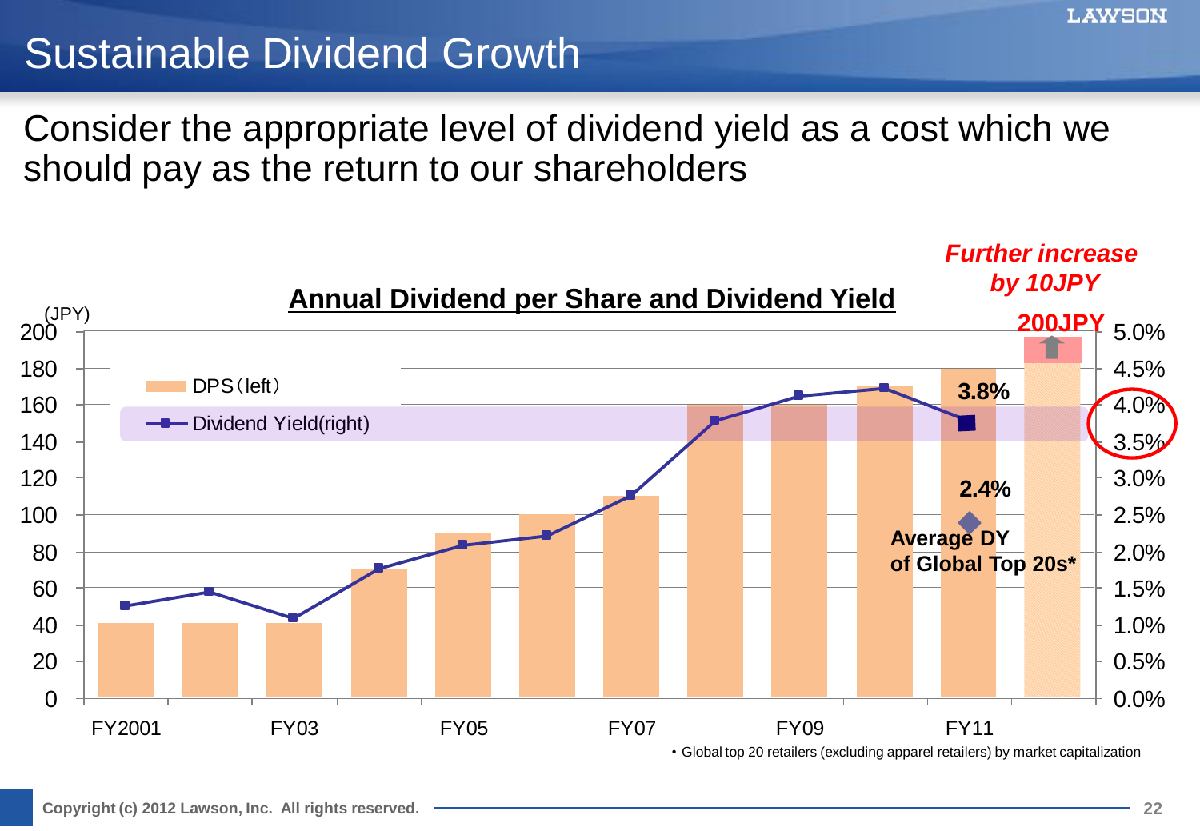# Sustainable Dividend Growth

Consider the appropriate level of dividend yield as a cost which we should pay as the return to our shareholders

**Annual Dividend per Share and Dividend Yield**

(JPY)

- DPS（left）
- Dividend Yield(right)

*Further increase by 10JPY*

**200JPY**

**3.8%**

**2.4%**

**Average DY of Global Top 20s***

FY2001 FY03 FY05 FY07 FY09 FY11

• Global top 20 retailers (excluding apparel retailers) by market capitalization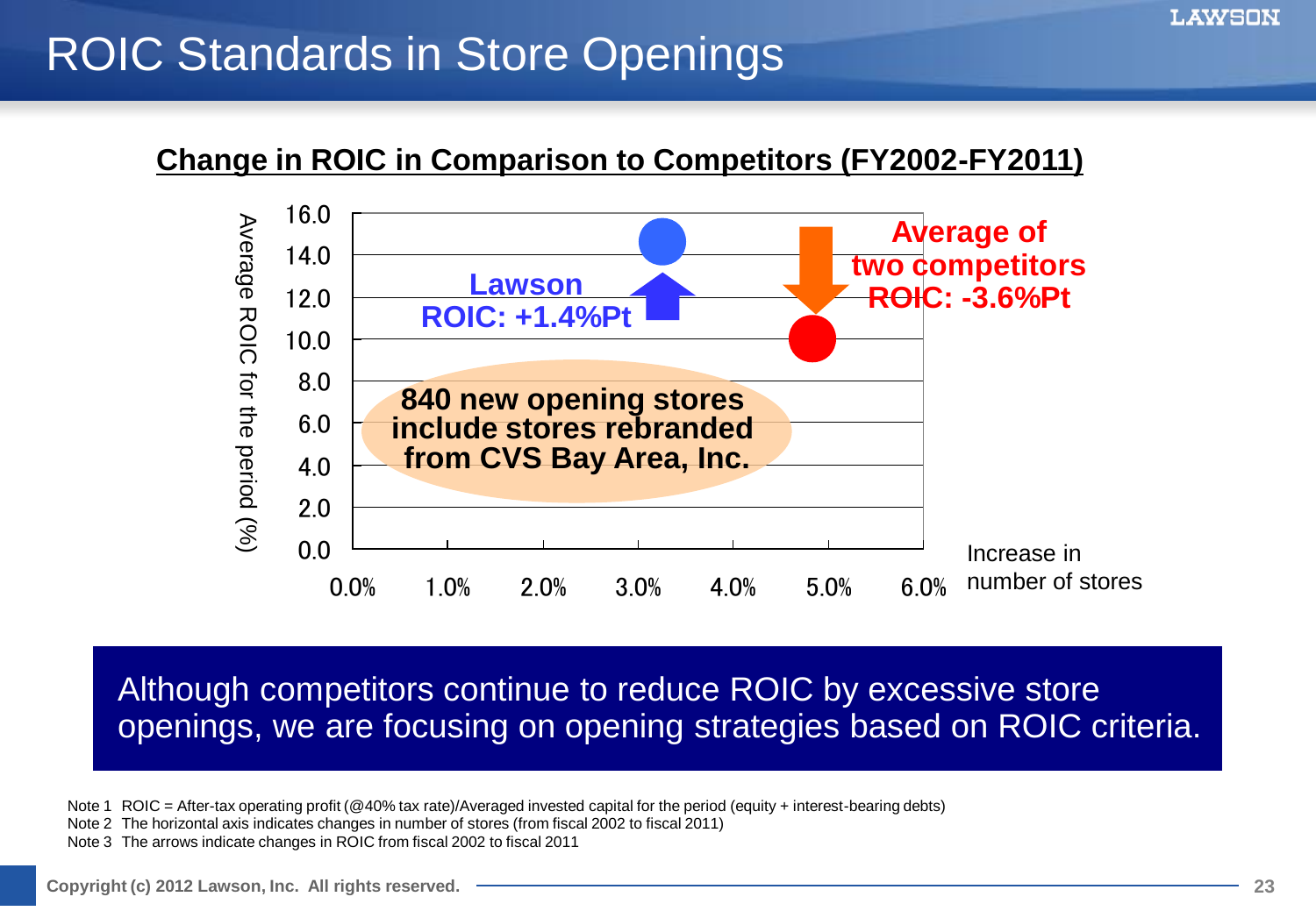# ROIC Standards in Store Openings

**Change in ROIC in Comparison to Competitors (FY2002-FY2011)**

Average ROIC for the period (%)

16.0
14.0
12.0
10.0
8.0
6.0
4.0
2.0
0.0

0.0% 1.0% 2.0% 3.0% 4.0% 5.0% 6.0%

Increase in number of stores

**Lawson ROIC: +1.4%Pt**

**Average of two competitors ROIC: -3.6%Pt**

**840 new opening stores include stores rebranded from CVS Bay Area, Inc.**

Although competitors continue to reduce ROIC by excessive store openings, we are focusing on opening strategies based on ROIC criteria.

Note 1 ROIC = After-tax operating profit (@40% tax rate)/Averaged invested capital for the period (equity + interest-bearing debts)

Note 2 The horizontal axis indicates changes in number of stores (from fiscal 2002 to fiscal 2011)

Note 3 The arrows indicate changes in ROIC from fiscal 2002 to fiscal 2011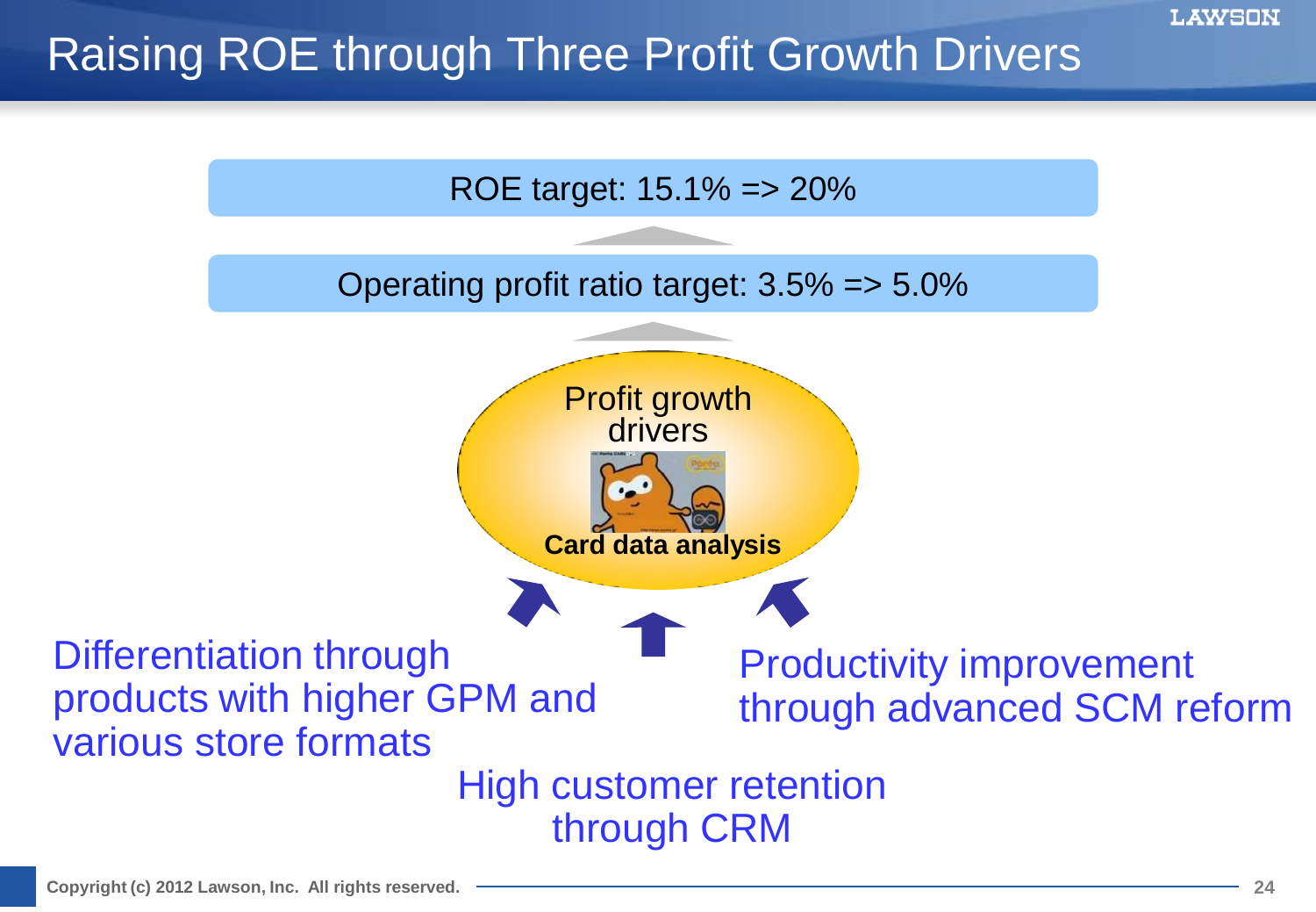# Raising ROE through Three Profit Growth Drivers

ROE target: 15.1% => 20%

Operating profit ratio target: 3.5% => 5.0%

Profit growth drivers

**Card data analysis**

Differentiation through products with higher GPM and various store formats

Productivity improvement through advanced SCM reform

High customer retention through CRM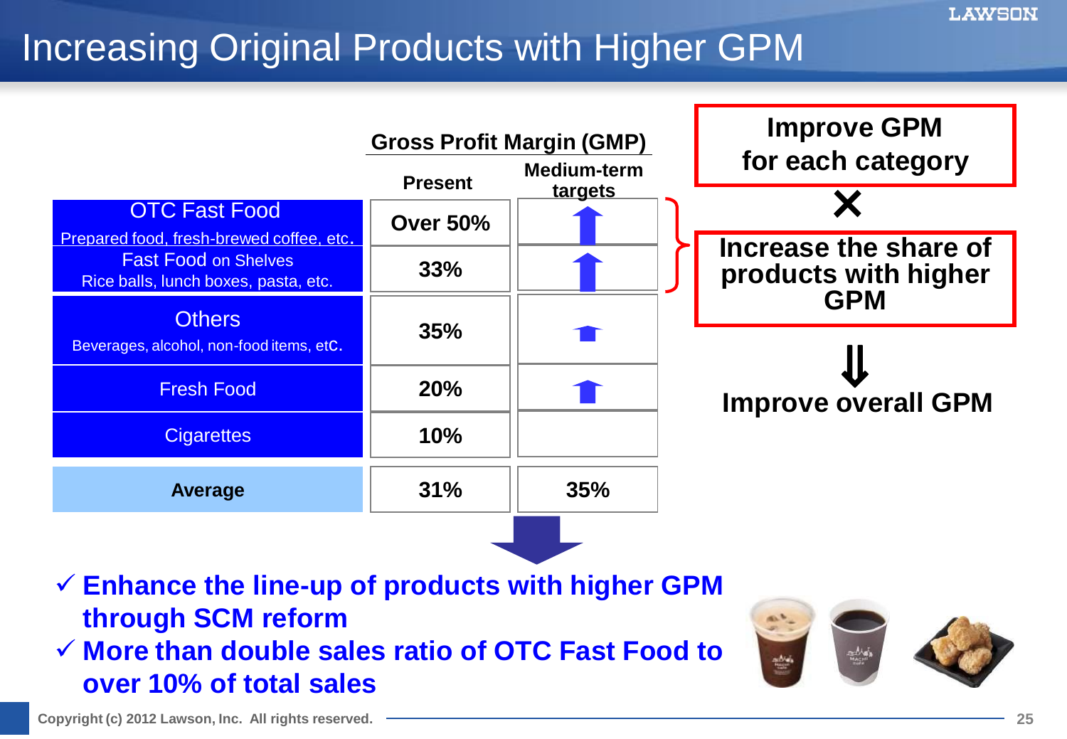# Increasing Original Products with Higher GPM

| | Gross Profit Margin (GMP) | |
|---|---|---|
| | **Present** | **Medium-term targets** |
| OTC Fast Food<br>Prepared food, fresh-brewed coffee, etc. | **Over 50%** | ⬆ |
| Fast Food on Shelves<br>Rice balls, lunch boxes, pasta, etc. | **33%** | ⬆ |
| Others<br>Beverages, alcohol, non-food items, etc. | **35%** | ⬆ |
| Fresh Food | **20%** | ⬆ |
| Cigarettes | **10%** | |
| **Average** | **31%** | **35%** |

**Improve GPM for each category**

**×**

**Increase the share of products with higher GPM**

⇓

**Improve overall GPM**

- ✓ **Enhance the line-up of products with higher GPM through SCM reform**
- ✓ **More than double sales ratio of OTC Fast Food to over 10% of total sales**

Copyright (c) 2012 Lawson, Inc. All rights reserved.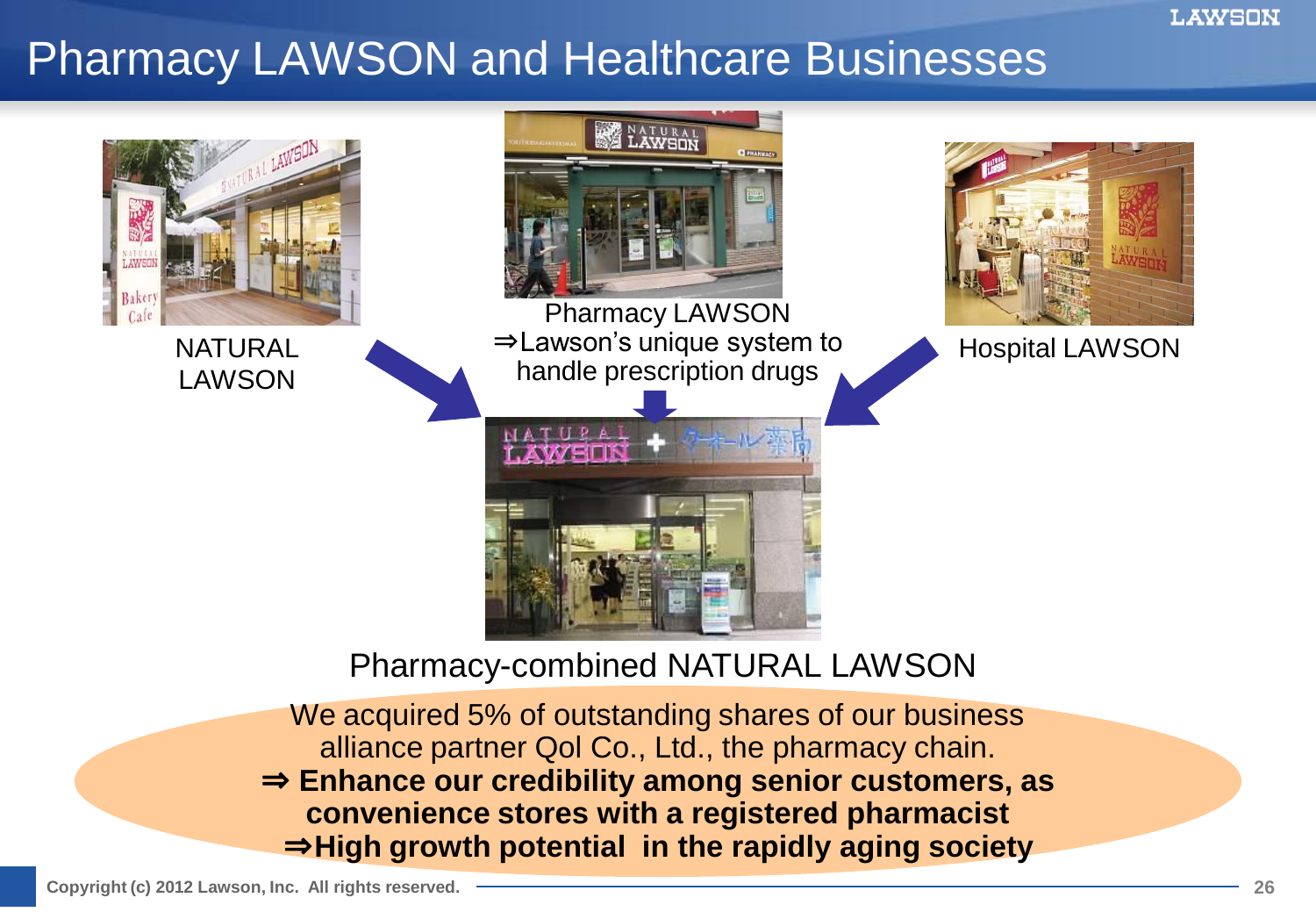# Pharmacy LAWSON and Healthcare Businesses

NATURAL LAWSON

Pharmacy LAWSON
⇒Lawson's unique system to handle prescription drugs

Hospital LAWSON

Pharmacy-combined NATURAL LAWSON

We acquired 5% of outstanding shares of our business alliance partner Qol Co., Ltd., the pharmacy chain.

**⇒ Enhance our credibility among senior customers, as convenience stores with a registered pharmacist**

**⇒High growth potential in the rapidly aging society**

Copyright (c) 2012 Lawson, Inc. All rights reserved.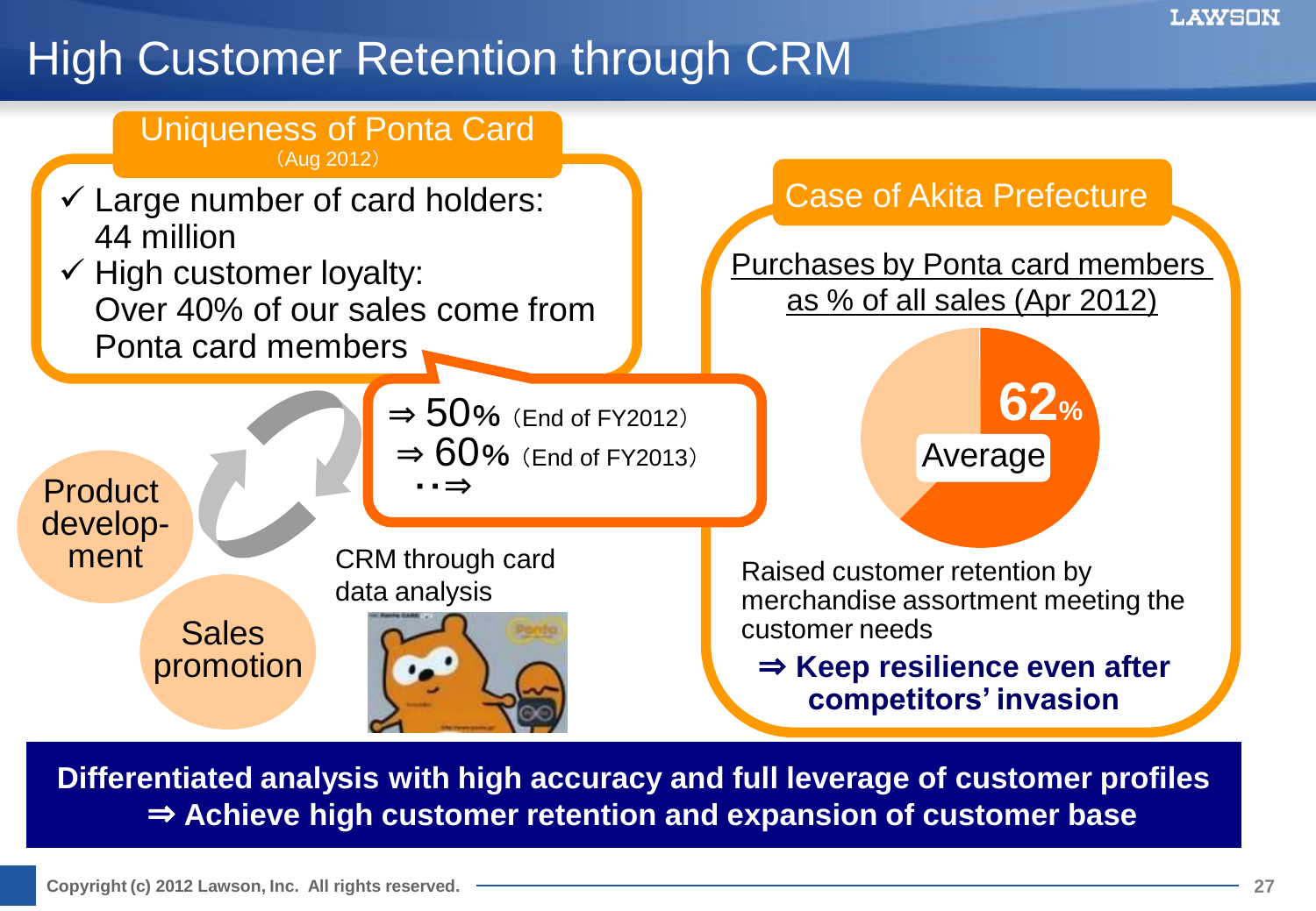# High Customer Retention through CRM

## Uniqueness of Ponta Card

(Aug 2012)

- ✓ Large number of card holders: 44 million
- ✓ High customer loyalty: Over 40% of our sales come from Ponta card members

⇒ 50% (End of FY2012)

⇒ 60% (End of FY2013)

・・⇒

Product development

Sales promotion

CRM through card data analysis

## Case of Akita Prefecture

Purchases by Ponta card members as % of all sales (Apr 2012)

62% Average

Raised customer retention by merchandise assortment meeting the customer needs

**⇒ Keep resilience even after competitors' invasion**

**Differentiated analysis with high accuracy and full leverage of customer profiles**
**⇒ Achieve high customer retention and expansion of customer base**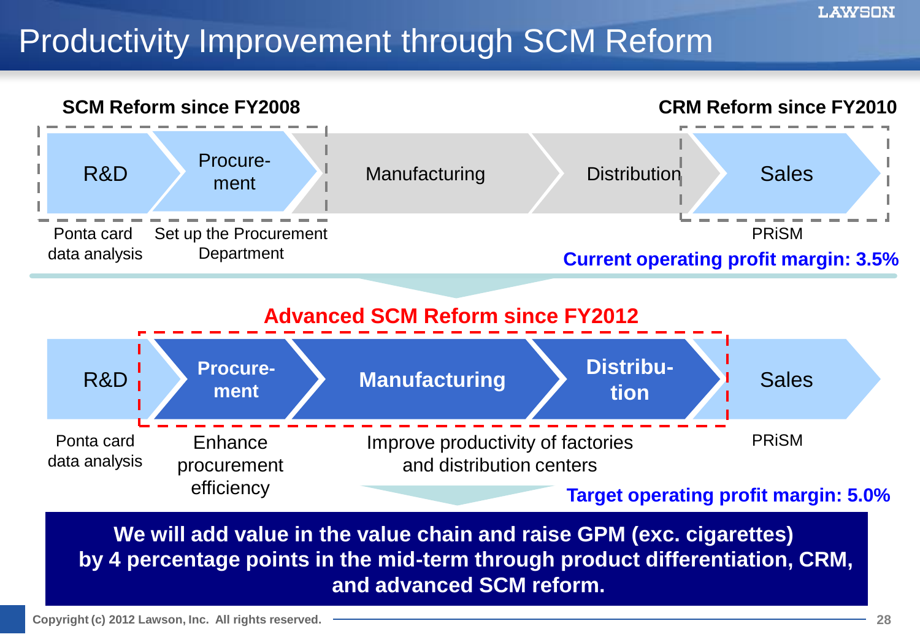# Productivity Improvement through SCM Reform

**SCM Reform since FY2008** | **CRM Reform since FY2010**

R&D → Procure-ment → Manufacturing → Distribution → Sales

- R&D: Ponta card data analysis
- Procurement: Set up the Procurement Department
- Sales: PRiSM

**Current operating profit margin: 3.5%**

**Advanced SCM Reform since FY2012**

R&D → **Procure-ment** → **Manufacturing** → **Distribu-tion** → Sales

- R&D: Ponta card data analysis
- Procurement: Enhance procurement efficiency
- Manufacturing / Distribution: Improve productivity of factories and distribution centers
- Sales: PRiSM

**Target operating profit margin: 5.0%**

**We will add value in the value chain and raise GPM (exc. cigarettes) by 4 percentage points in the mid-term through product differentiation, CRM, and advanced SCM reform.**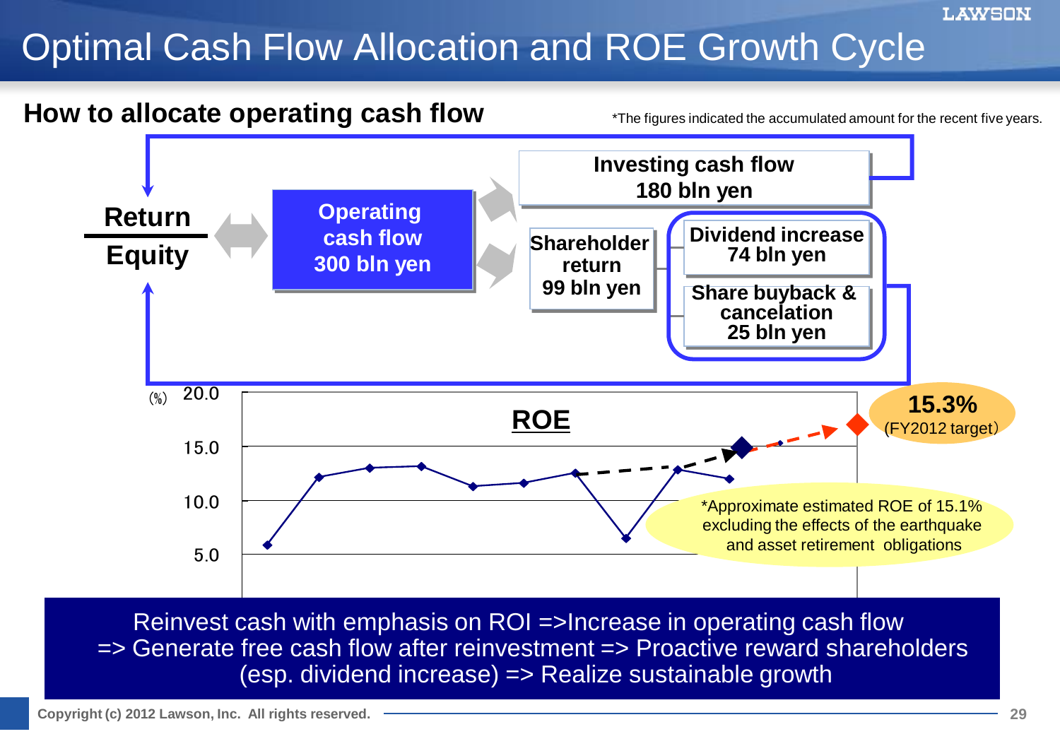# Optimal Cash Flow Allocation and ROE Growth Cycle

## How to allocate operating cash flow

*The figures indicated the accumulated amount for the recent five years.

**Return / Equity**

**Operating cash flow 300 bln yen**

**Investing cash flow 180 bln yen**

**Shareholder return 99 bln yen**

- **Dividend increase 74 bln yen**
- **Share buyback & cancelation 25 bln yen**

**ROE**

(%) 20.0 / 15.0 / 10.0 / 5.0

**15.3%** (FY2012 target)

*Approximate estimated ROE of 15.1% excluding the effects of the earthquake and asset retirement obligations

Reinvest cash with emphasis on ROI =>Increase in operating cash flow => Generate free cash flow after reinvestment => Proactive reward shareholders (esp. dividend increase) => Realize sustainable growth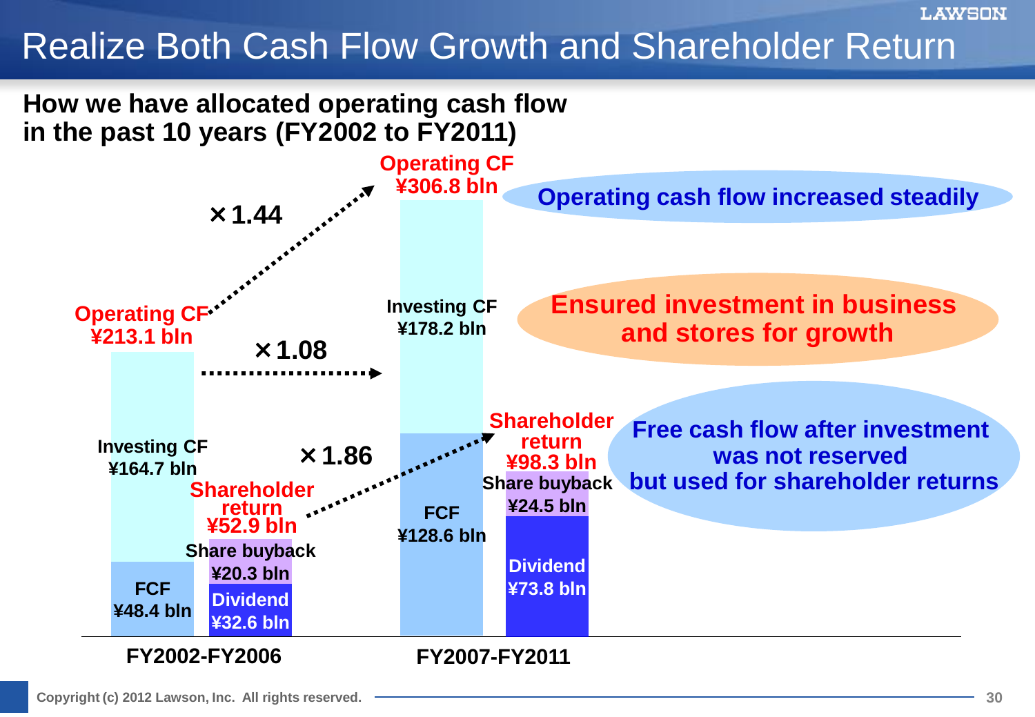# Realize Both Cash Flow Growth and Shareholder Return

**How we have allocated operating cash flow in the past 10 years (FY2002 to FY2011)**

| | FY2002-FY2006 | FY2007-FY2011 | Growth |
|---|---|---|---|
| Operating CF | ¥213.1 bln | ¥306.8 bln | ×1.44 |
| Investing CF | ¥164.7 bln | ¥178.2 bln | ×1.08 |
| FCF | ¥48.4 bln | ¥128.6 bln | |
| Shareholder return | ¥52.9 bln | ¥98.3 bln | ×1.86 |
| Share buyback | ¥20.3 bln | ¥24.5 bln | |
| Dividend | ¥32.6 bln | ¥73.8 bln | |

- **Operating cash flow increased steadily**
- **Ensured investment in business and stores for growth**
- **Free cash flow after investment was not reserved but used for shareholder returns**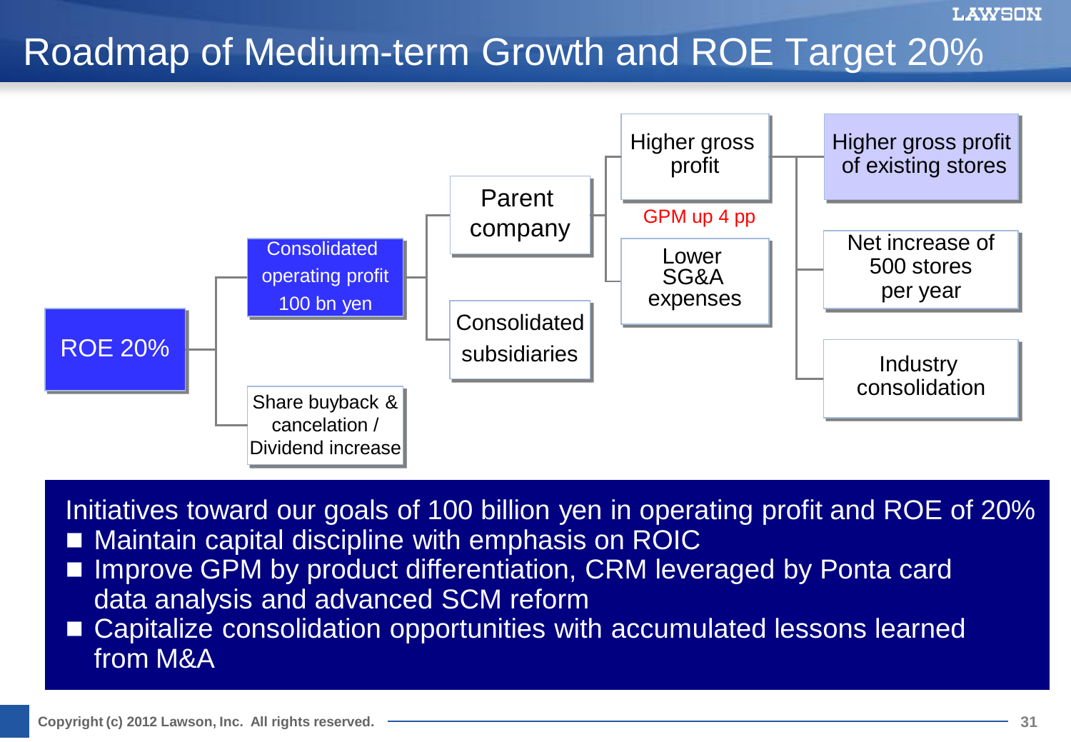# Roadmap of Medium-term Growth and ROE Target 20%

- ROE 20%
  - Consolidated operating profit 100 bn yen
    - Parent company
      - Higher gross profit
        - Higher gross profit of existing stores
        - Net increase of 500 stores per year
        - Industry consolidation
      - GPM up 4 pp
      - Lower SG&A expenses
    - Consolidated subsidiaries
  - Share buyback & cancelation / Dividend increase

Initiatives toward our goals of 100 billion yen in operating profit and ROE of 20%

- Maintain capital discipline with emphasis on ROIC
- Improve GPM by product differentiation, CRM leveraged by Ponta card data analysis and advanced SCM reform
- Capitalize consolidation opportunities with accumulated lessons learned from M&A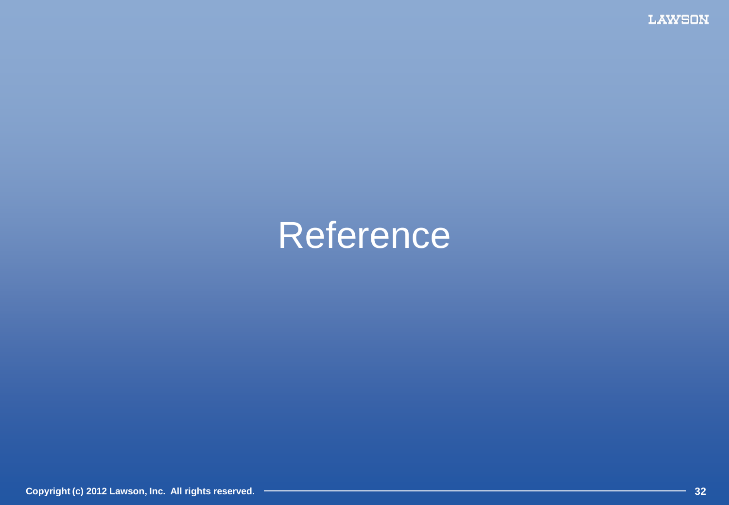# Reference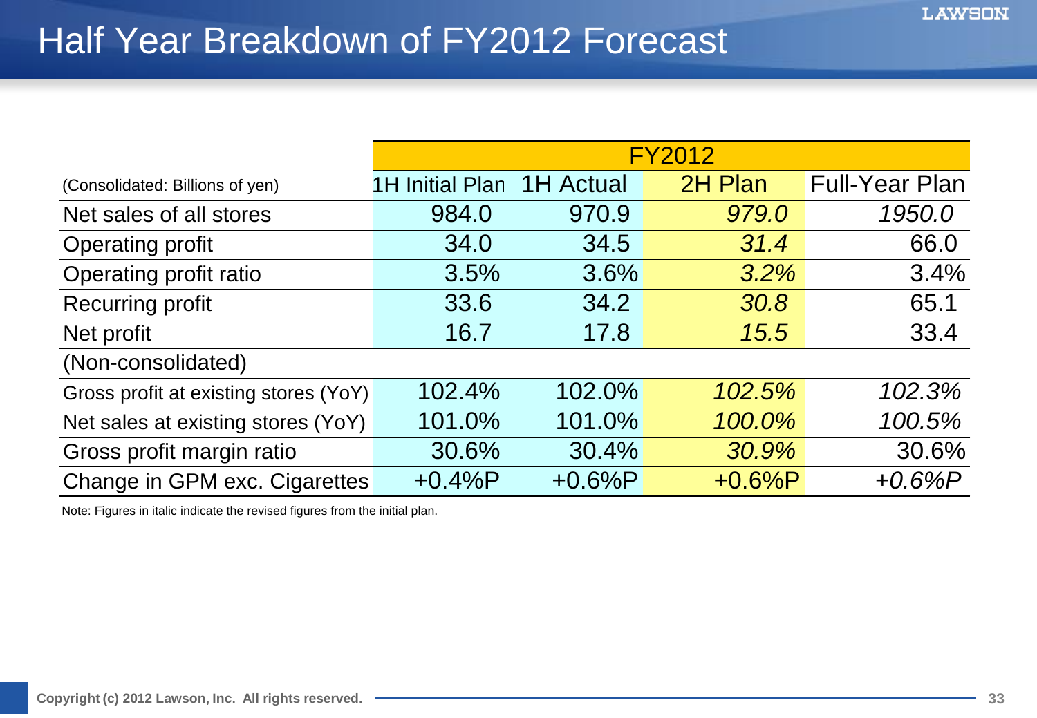# Half Year Breakdown of FY2012 Forecast

| (Consolidated: Billions of yen) | FY2012 | | | |
|---|---|---|---|---|
| | 1H Initial Plan | 1H Actual | 2H Plan | Full-Year Plan |
| Net sales of all stores | 984.0 | 970.9 | *979.0* | *1950.0* |
| Operating profit | 34.0 | 34.5 | *31.4* | 66.0 |
| Operating profit ratio | 3.5% | 3.6% | *3.2%* | 3.4% |
| Recurring profit | 33.6 | 34.2 | *30.8* | 65.1 |
| Net profit | 16.7 | 17.8 | *15.5* | 33.4 |
| (Non-consolidated) | | | | |
| Gross profit at existing stores (YoY) | 102.4% | 102.0% | *102.5%* | *102.3%* |
| Net sales at existing stores (YoY) | 101.0% | 101.0% | *100.0%* | *100.5%* |
| Gross profit margin ratio | 30.6% | 30.4% | *30.9%* | 30.6% |
| Change in GPM exc. Cigarettes | +0.4%P | +0.6%P | +0.6%P | *+0.6%P* |

Note: Figures in italic indicate the revised figures from the initial plan.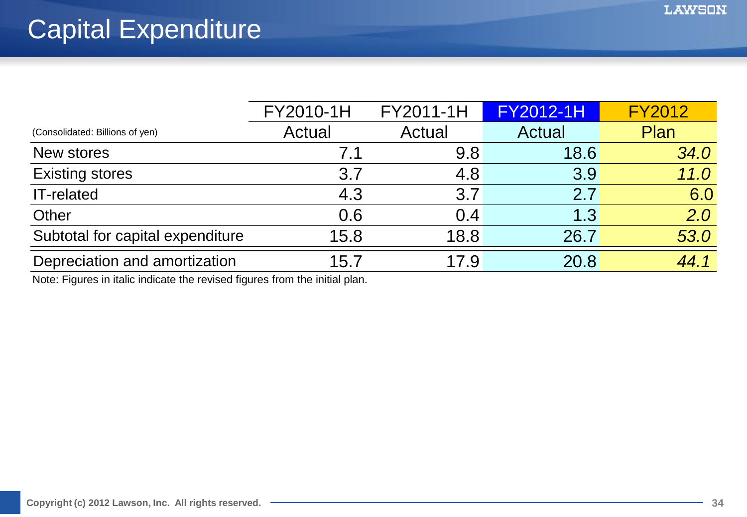# Capital Expenditure

| (Consolidated: Billions of yen) | FY2010-1H Actual | FY2011-1H Actual | FY2012-1H Actual | FY2012 Plan |
|---|---|---|---|---|
| New stores | 7.1 | 9.8 | 18.6 | *34.0* |
| Existing stores | 3.7 | 4.8 | 3.9 | *11.0* |
| IT-related | 4.3 | 3.7 | 2.7 | 6.0 |
| Other | 0.6 | 0.4 | 1.3 | *2.0* |
| Subtotal for capital expenditure | 15.8 | 18.8 | 26.7 | *53.0* |
| Depreciation and amortization | 15.7 | 17.9 | 20.8 | *44.1* |

Note: Figures in italic indicate the revised figures from the initial plan.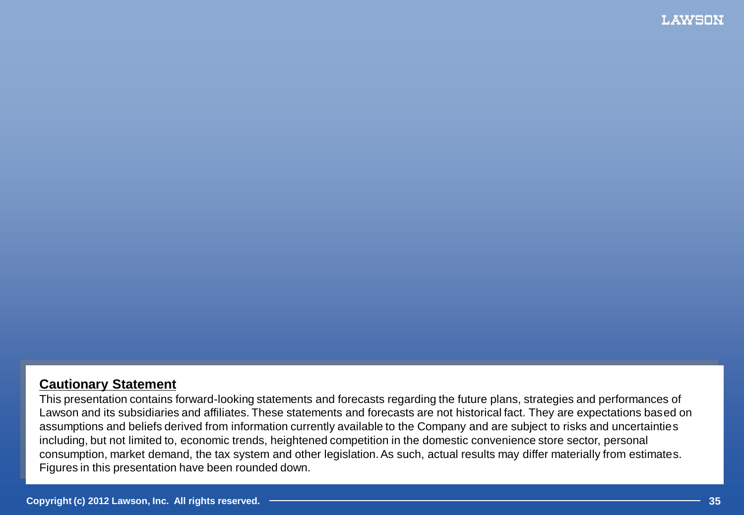## Cautionary Statement

This presentation contains forward-looking statements and forecasts regarding the future plans, strategies and performances of Lawson and its subsidiaries and affiliates. These statements and forecasts are not historical fact. They are expectations based on assumptions and beliefs derived from information currently available to the Company and are subject to risks and uncertainties including, but not limited to, economic trends, heightened competition in the domestic convenience store sector, personal consumption, market demand, the tax system and other legislation. As such, actual results may differ materially from estimates. Figures in this presentation have been rounded down.